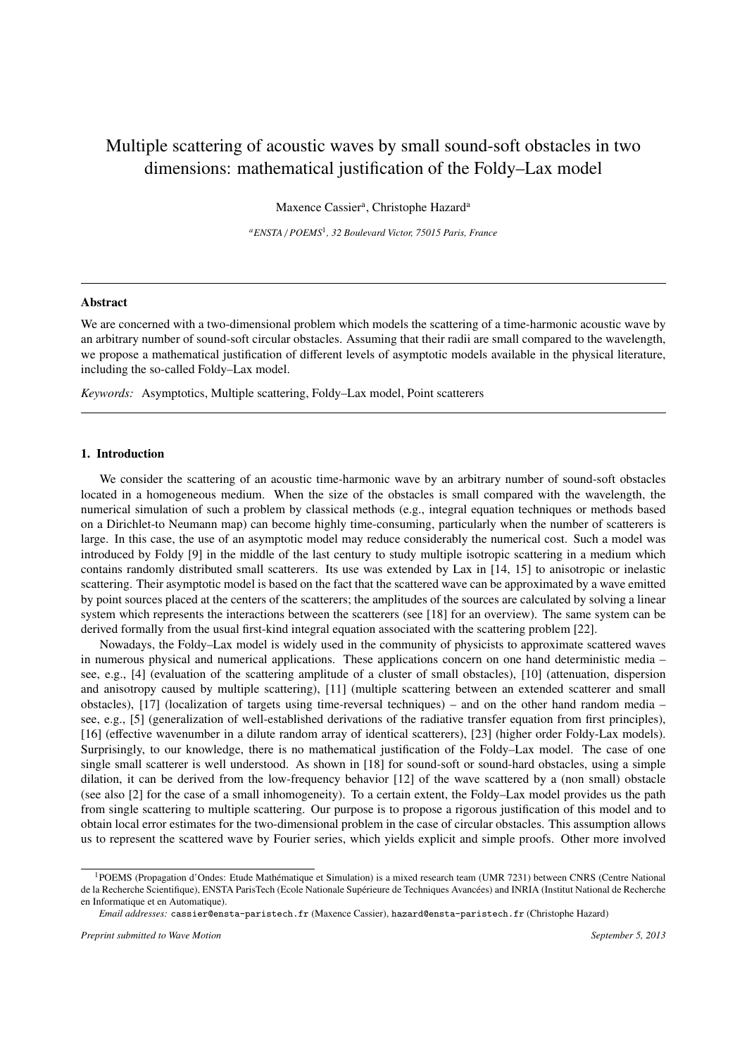# Multiple scattering of acoustic waves by small sound-soft obstacles in two dimensions: mathematical justification of the Foldy–Lax model

Maxence Cassier[a], Christophe Hazard[a]

[a]*ENSTA / POEMS*[1], *32 Boulevard Victor, 75015 Paris, France*

---

## Abstract

We are concerned with a two-dimensional problem which models the scattering of a time-harmonic acoustic wave by an arbitrary number of sound-soft circular obstacles. Assuming that their radii are small compared to the wavelength, we propose a mathematical justification of different levels of asymptotic models available in the physical literature, including the so-called Foldy–Lax model.

*Keywords:* Asymptotics, Multiple scattering, Foldy–Lax model, Point scatterers

---

## 1. Introduction

We consider the scattering of an acoustic time-harmonic wave by an arbitrary number of sound-soft obstacles located in a homogeneous medium. When the size of the obstacles is small compared with the wavelength, the numerical simulation of such a problem by classical methods (e.g., integral equation techniques or methods based on a Dirichlet-to Neumann map) can become highly time-consuming, particularly when the number of scatterers is large. In this case, the use of an asymptotic model may reduce considerably the numerical cost. Such a model was introduced by Foldy [9] in the middle of the last century to study multiple isotropic scattering in a medium which contains randomly distributed small scatterers. Its use was extended by Lax in [14, 15] to anisotropic or inelastic scattering. Their asymptotic model is based on the fact that the scattered wave can be approximated by a wave emitted by point sources placed at the centers of the scatterers; the amplitudes of the sources are calculated by solving a linear system which represents the interactions between the scatterers (see [18] for an overview). The same system can be derived formally from the usual first-kind integral equation associated with the scattering problem [22].

Nowadays, the Foldy–Lax model is widely used in the community of physicists to approximate scattered waves in numerous physical and numerical applications. These applications concern on one hand deterministic media – see, e.g., [4] (evaluation of the scattering amplitude of a cluster of small obstacles), [10] (attenuation, dispersion and anisotropy caused by multiple scattering), [11] (multiple scattering between an extended scatterer and small obstacles), [17] (localization of targets using time-reversal techniques) – and on the other hand random media – see, e.g., [5] (generalization of well-established derivations of the radiative transfer equation from first principles), [16] (effective wavenumber in a dilute random array of identical scatterers), [23] (higher order Foldy-Lax models). Surprisingly, to our knowledge, there is no mathematical justification of the Foldy–Lax model. The case of one single small scatterer is well understood. As shown in [18] for sound-soft or sound-hard obstacles, using a simple dilation, it can be derived from the low-frequency behavior [12] of the wave scattered by a (non small) obstacle (see also [2] for the case of a small inhomogeneity). To a certain extent, the Foldy–Lax model provides us the path from single scattering to multiple scattering. Our purpose is to propose a rigorous justification of this model and to obtain local error estimates for the two-dimensional problem in the case of circular obstacles. This assumption allows us to represent the scattered wave by Fourier series, which yields explicit and simple proofs. Other more involved

---

[1]POEMS (Propagation d'Ondes: Etude Mathématique et Simulation) is a mixed research team (UMR 7231) between CNRS (Centre National de la Recherche Scientifique), ENSTA ParisTech (Ecole Nationale Supérieure de Techniques Avancées) and INRIA (Institut National de Recherche en Informatique et en Automatique).

*Email addresses:* cassier@ensta-paristech.fr (Maxence Cassier), hazard@ensta-paristech.fr (Christophe Hazard)

*Preprint submitted to Wave Motion* — *September 5, 2013*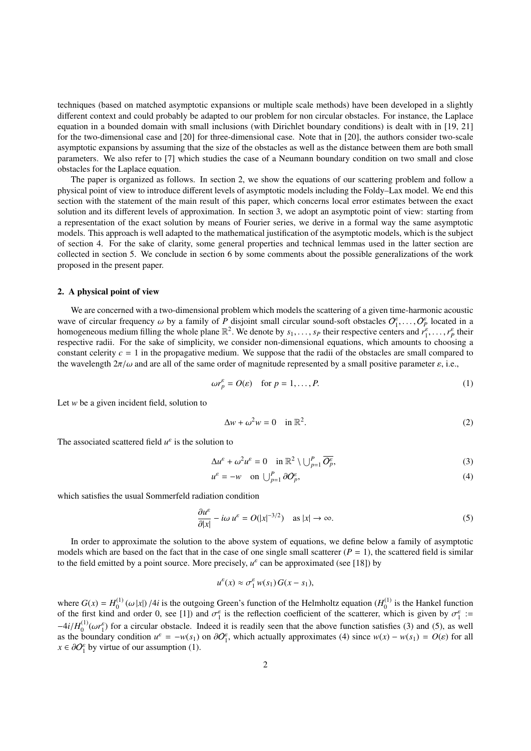techniques (based on matched asymptotic expansions or multiple scale methods) have been developed in a slightly different context and could probably be adapted to our problem for non circular obstacles. For instance, the Laplace equation in a bounded domain with small inclusions (with Dirichlet boundary conditions) is dealt with in [19, 21] for the two-dimensional case and [20] for three-dimensional case. Note that in [20], the authors consider two-scale asymptotic expansions by assuming that the size of the obstacles as well as the distance between them are both small parameters. We also refer to [7] which studies the case of a Neumann boundary condition on two small and close obstacles for the Laplace equation.

The paper is organized as follows. In section 2, we show the equations of our scattering problem and follow a physical point of view to introduce different levels of asymptotic models including the Foldy–Lax model. We end this section with the statement of the main result of this paper, which concerns local error estimates between the exact solution and its different levels of approximation. In section 3, we adopt an asymptotic point of view: starting from a representation of the exact solution by means of Fourier series, we derive in a formal way the same asymptotic models. This approach is well adapted to the mathematical justification of the asymptotic models, which is the subject of section 4. For the sake of clarity, some general properties and technical lemmas used in the latter section are collected in section 5. We conclude in section 6 by some comments about the possible generalizations of the work proposed in the present paper.

## 2. A physical point of view

We are concerned with a two-dimensional problem which models the scattering of a given time-harmonic acoustic wave of circular frequency $\omega$ by a family of $P$ disjoint small circular sound-soft obstacles $\mathcal{O}_1^\varepsilon, \ldots, \mathcal{O}_P^\varepsilon$ located in a homogeneous medium filling the whole plane $\mathbb{R}^2$. We denote by $s_1, \ldots, s_P$ their respective centers and $r_1^\varepsilon, \ldots, r_P^\varepsilon$ their respective radii. For the sake of simplicity, we consider non-dimensional equations, which amounts to choosing a constant celerity $c = 1$ in the propagative medium. We suppose that the radii of the obstacles are small compared to the wavelength $2\pi/\omega$ and are all of the same order of magnitude represented by a small positive parameter $\varepsilon$, i.e.,

$$\omega r_p^\varepsilon = O(\varepsilon) \quad \text{for } p = 1, \ldots, P. \tag{1}$$

Let $w$ be a given incident field, solution to

$$\Delta w + \omega^2 w = 0 \quad \text{in } \mathbb{R}^2. \tag{2}$$

The associated scattered field $u^\varepsilon$ is the solution to

$$\Delta u^\varepsilon + \omega^2 u^\varepsilon = 0 \quad \text{in } \mathbb{R}^2 \setminus \textstyle\bigcup_{p=1}^P \overline{\mathcal{O}_p^\varepsilon}, \tag{3}$$

$$u^\varepsilon = -w \quad \text{on } \textstyle\bigcup_{p=1}^P \partial\mathcal{O}_p^\varepsilon, \tag{4}$$

which satisfies the usual Sommerfeld radiation condition

$$\frac{\partial u^\varepsilon}{\partial |x|} - i\omega\, u^\varepsilon = O(|x|^{-3/2}) \quad \text{as } |x| \to \infty. \tag{5}$$

In order to approximate the solution to the above system of equations, we define below a family of asymptotic models which are based on the fact that in the case of one single small scatterer ($P = 1$), the scattered field is similar to the field emitted by a point source. More precisely, $u^\varepsilon$ can be approximated (see [18]) by

$$u^\varepsilon(x) \approx \sigma_1^\varepsilon\, w(s_1)\, G(x - s_1),$$

where $G(x) = H_0^{(1)}(\omega\,|x|)\,/4i$ is the outgoing Green's function of the Helmholtz equation ($H_0^{(1)}$ is the Hankel function of the first kind and order 0, see [1]) and $\sigma_1^\varepsilon$ is the reflection coefficient of the scatterer, which is given by $\sigma_1^\varepsilon := -4i/H_0^{(1)}(\omega r_1^\varepsilon)$ for a circular obstacle. Indeed it is readily seen that the above function satisfies (3) and (5), as well as the boundary condition $u^\varepsilon = -w(s_1)$ on $\partial\mathcal{O}_1^\varepsilon$, which actually approximates (4) since $w(x) - w(s_1) = O(\varepsilon)$ for all $x \in \partial\mathcal{O}_1^\varepsilon$ by virtue of our assumption (1).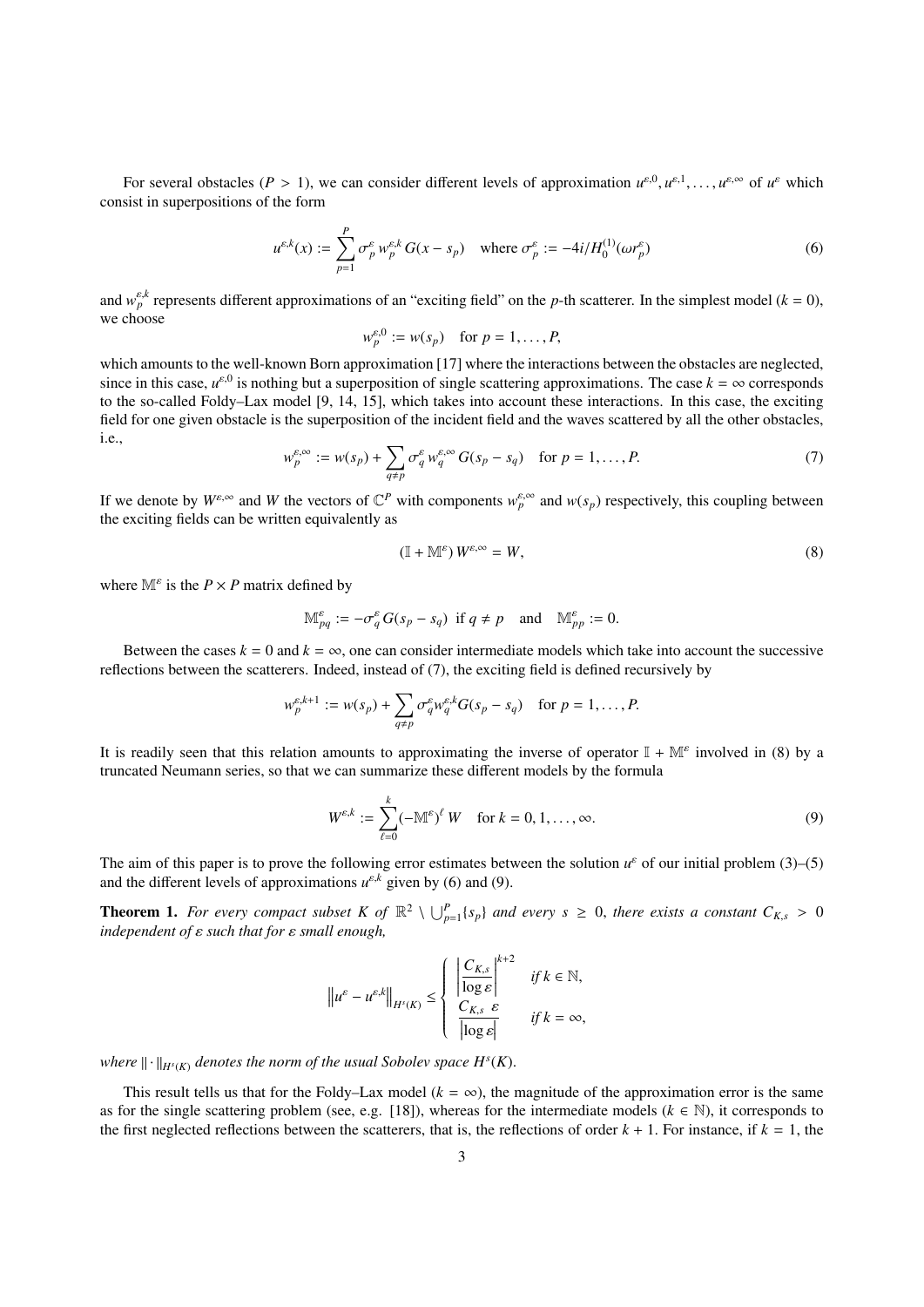For several obstacles ($P > 1$), we can consider different levels of approximation $u^{\varepsilon,0}, u^{\varepsilon,1}, \ldots, u^{\varepsilon,\infty}$ of $u^\varepsilon$ which consist in superpositions of the form

$$u^{\varepsilon,k}(x) := \sum_{p=1}^{P} \sigma_p^\varepsilon\, w_p^{\varepsilon,k}\, G(x - s_p) \quad \text{where } \sigma_p^\varepsilon := -4i/H_0^{(1)}(\omega r_p^\varepsilon) \tag{6}$$

and $w_p^{\varepsilon,k}$ represents different approximations of an "exciting field" on the $p$-th scatterer. In the simplest model ($k = 0$), we choose

$$w_p^{\varepsilon,0} := w(s_p) \quad \text{for } p = 1, \ldots, P,$$

which amounts to the well-known Born approximation [17] where the interactions between the obstacles are neglected, since in this case, $u^{\varepsilon,0}$ is nothing but a superposition of single scattering approximations. The case $k = \infty$ corresponds to the so-called Foldy–Lax model [9, 14, 15], which takes into account these interactions. In this case, the exciting field for one given obstacle is the superposition of the incident field and the waves scattered by all the other obstacles, i.e.,

$$w_p^{\varepsilon,\infty} := w(s_p) + \sum_{q \neq p} \sigma_q^\varepsilon\, w_q^{\varepsilon,\infty}\, G(s_p - s_q) \quad \text{for } p = 1, \ldots, P. \tag{7}$$

If we denote by $W^{\varepsilon,\infty}$ and $W$ the vectors of $\mathbb{C}^P$ with components $w_p^{\varepsilon,\infty}$ and $w(s_p)$ respectively, this coupling between the exciting fields can be written equivalently as

$$(\mathbb{I} + \mathbb{M}^\varepsilon)\, W^{\varepsilon,\infty} = W, \tag{8}$$

where $\mathbb{M}^\varepsilon$ is the $P \times P$ matrix defined by

$$\mathbb{M}_{pq}^\varepsilon := -\sigma_q^\varepsilon\, G(s_p - s_q) \ \text{ if } q \neq p \quad \text{and} \quad \mathbb{M}_{pp}^\varepsilon := 0.$$

Between the cases $k = 0$ and $k = \infty$, one can consider intermediate models which take into account the successive reflections between the scatterers. Indeed, instead of (7), the exciting field is defined recursively by

$$w_p^{\varepsilon,k+1} := w(s_p) + \sum_{q \neq p} \sigma_q^\varepsilon w_q^{\varepsilon,k} G(s_p - s_q) \quad \text{for } p = 1, \ldots, P.$$

It is readily seen that this relation amounts to approximating the inverse of operator $\mathbb{I} + \mathbb{M}^\varepsilon$ involved in (8) by a truncated Neumann series, so that we can summarize these different models by the formula

$$W^{\varepsilon,k} := \sum_{\ell=0}^{k} (-\mathbb{M}^\varepsilon)^\ell\, W \quad \text{for } k = 0, 1, \ldots, \infty. \tag{9}$$

The aim of this paper is to prove the following error estimates between the solution $u^\varepsilon$ of our initial problem (3)–(5) and the different levels of approximations $u^{\varepsilon,k}$ given by (6) and (9).

**Theorem 1.** *For every compact subset $K$ of $\mathbb{R}^2 \setminus \bigcup_{p=1}^{P}\{s_p\}$ and every $s \geq 0$, there exists a constant $C_{K,s} > 0$ independent of $\varepsilon$ such that for $\varepsilon$ small enough,*

$$\left\| u^\varepsilon - u^{\varepsilon,k} \right\|_{H^s(K)} \leq \begin{cases} \left| \dfrac{C_{K,s}}{\log \varepsilon} \right|^{k+2} & \text{if } k \in \mathbb{N}, \\[2ex] \dfrac{C_{K,s}\ \varepsilon}{\left|\log \varepsilon\right|} & \text{if } k = \infty, \end{cases}$$

*where $\|\cdot\|_{H^s(K)}$ denotes the norm of the usual Sobolev space $H^s(K)$.*

This result tells us that for the Foldy–Lax model ($k = \infty$), the magnitude of the approximation error is the same as for the single scattering problem (see, e.g. [18]), whereas for the intermediate models ($k \in \mathbb{N}$), it corresponds to the first neglected reflections between the scatterers, that is, the reflections of order $k + 1$. For instance, if $k = 1$, the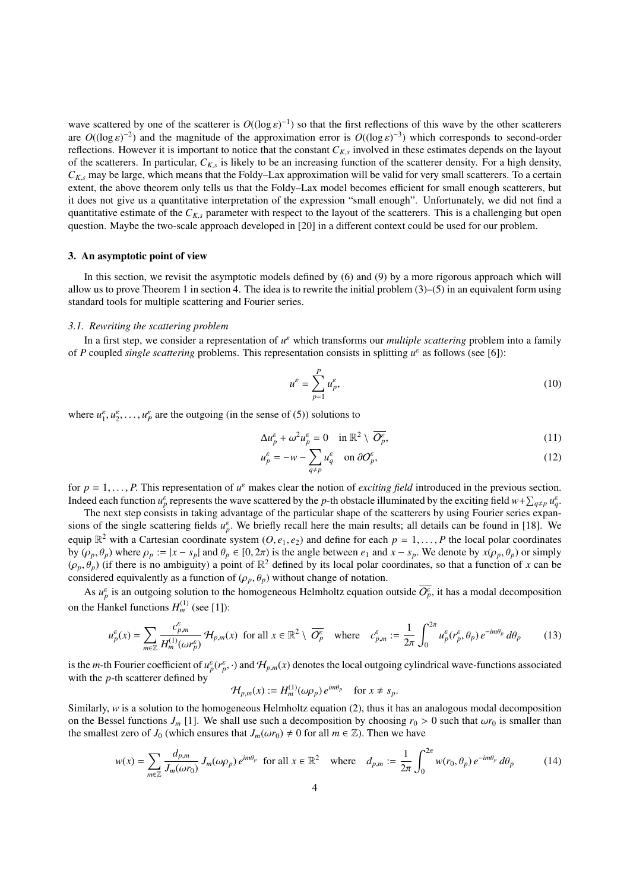wave scattered by one of the scatterer is $O((\log \varepsilon)^{-1})$ so that the first reflections of this wave by the other scatterers are $O((\log \varepsilon)^{-2})$ and the magnitude of the approximation error is $O((\log \varepsilon)^{-3})$ which corresponds to second-order reflections. However it is important to notice that the constant $C_{K,s}$ involved in these estimates depends on the layout of the scatterers. In particular, $C_{K,s}$ is likely to be an increasing function of the scatterer density. For a high density, $C_{K,s}$ may be large, which means that the Foldy–Lax approximation will be valid for very small scatterers. To a certain extent, the above theorem only tells us that the Foldy–Lax model becomes efficient for small enough scatterers, but it does not give us a quantitative interpretation of the expression "small enough". Unfortunately, we did not find a quantitative estimate of the $C_{K,s}$ parameter with respect to the layout of the scatterers. This is a challenging but open question. Maybe the two-scale approach developed in [20] in a different context could be used for our problem.

## 3. An asymptotic point of view

In this section, we revisit the asymptotic models defined by (6) and (9) by a more rigorous approach which will allow us to prove Theorem 1 in section 4. The idea is to rewrite the initial problem (3)–(5) in an equivalent form using standard tools for multiple scattering and Fourier series.

### *3.1. Rewriting the scattering problem*

In a first step, we consider a representation of $u^\varepsilon$ which transforms our *multiple scattering* problem into a family of $P$ coupled *single scattering* problems. This representation consists in splitting $u^\varepsilon$ as follows (see [6]):

$$u^\varepsilon = \sum_{p=1}^{P} u_p^\varepsilon, \tag{10}$$

where $u_1^\varepsilon, u_2^\varepsilon, \ldots, u_P^\varepsilon$ are the outgoing (in the sense of (5)) solutions to

$$\Delta u_p^\varepsilon + \omega^2 u_p^\varepsilon = 0 \quad \text{in } \mathbb{R}^2 \setminus \overline{\mathcal{O}_p^\varepsilon}, \tag{11}$$

$$u_p^\varepsilon = -w - \sum_{q \neq p} u_q^\varepsilon \quad \text{on } \partial\mathcal{O}_p^\varepsilon, \tag{12}$$

for $p = 1, \ldots, P$. This representation of $u^\varepsilon$ makes clear the notion of *exciting field* introduced in the previous section. Indeed each function $u_p^\varepsilon$ represents the wave scattered by the $p$-th obstacle illuminated by the exciting field $w + \sum_{q \neq p} u_q^\varepsilon$.

The next step consists in taking advantage of the particular shape of the scatterers by using Fourier series expansions of the single scattering fields $u_p^\varepsilon$. We briefly recall here the main results; all details can be found in [18]. We equip $\mathbb{R}^2$ with a Cartesian coordinate system $(O, e_1, e_2)$ and define for each $p = 1, \ldots, P$ the local polar coordinates by $(\rho_p, \theta_p)$ where $\rho_p := |x - s_p|$ and $\theta_p \in [0, 2\pi)$ is the angle between $e_1$ and $x - s_p$. We denote by $x(\rho_p, \theta_p)$ or simply $(\rho_p, \theta_p)$ (if there is no ambiguity) a point of $\mathbb{R}^2$ defined by its local polar coordinates, so that a function of $x$ can be considered equivalently as a function of $(\rho_p, \theta_p)$ without change of notation.

As $u_p^\varepsilon$ is an outgoing solution to the homogeneous Helmholtz equation outside $\overline{\mathcal{O}_p^\varepsilon}$, it has a modal decomposition on the Hankel functions $H_m^{(1)}$ (see [1]):

$$u_p^\varepsilon(x) = \sum_{m \in \mathbb{Z}} \frac{c_{p,m}^\varepsilon}{H_m^{(1)}(\omega r_p^\varepsilon)} \, \mathcal{H}_{p,m}(x) \ \text{ for all } x \in \mathbb{R}^2 \setminus \overline{\mathcal{O}_p^\varepsilon} \quad \text{where} \quad c_{p,m}^\varepsilon := \frac{1}{2\pi} \int_0^{2\pi} u_p^\varepsilon(r_p^\varepsilon, \theta_p) \, e^{-im\theta_p} \, d\theta_p \tag{13}$$

is the $m$-th Fourier coefficient of $u_p^\varepsilon(r_p^\varepsilon, \cdot)$ and $\mathcal{H}_{p,m}(x)$ denotes the local outgoing cylindrical wave-functions associated with the $p$-th scatterer defined by

$$\mathcal{H}_{p,m}(x) := H_m^{(1)}(\omega \rho_p) \, e^{im\theta_p} \quad \text{for } x \neq s_p.$$

Similarly, $w$ is a solution to the homogeneous Helmholtz equation (2), thus it has an analogous modal decomposition on the Bessel functions $J_m$ [1]. We shall use such a decomposition by choosing $r_0 > 0$ such that $\omega r_0$ is smaller than the smallest zero of $J_0$ (which ensures that $J_m(\omega r_0) \neq 0$ for all $m \in \mathbb{Z}$). Then we have

$$w(x) = \sum_{m \in \mathbb{Z}} \frac{d_{p,m}}{J_m(\omega r_0)} \, J_m(\omega \rho_p) \, e^{im\theta_p} \ \text{ for all } x \in \mathbb{R}^2 \quad \text{where} \quad d_{p,m} := \frac{1}{2\pi} \int_0^{2\pi} w(r_0, \theta_p) \, e^{-im\theta_p} \, d\theta_p \tag{14}$$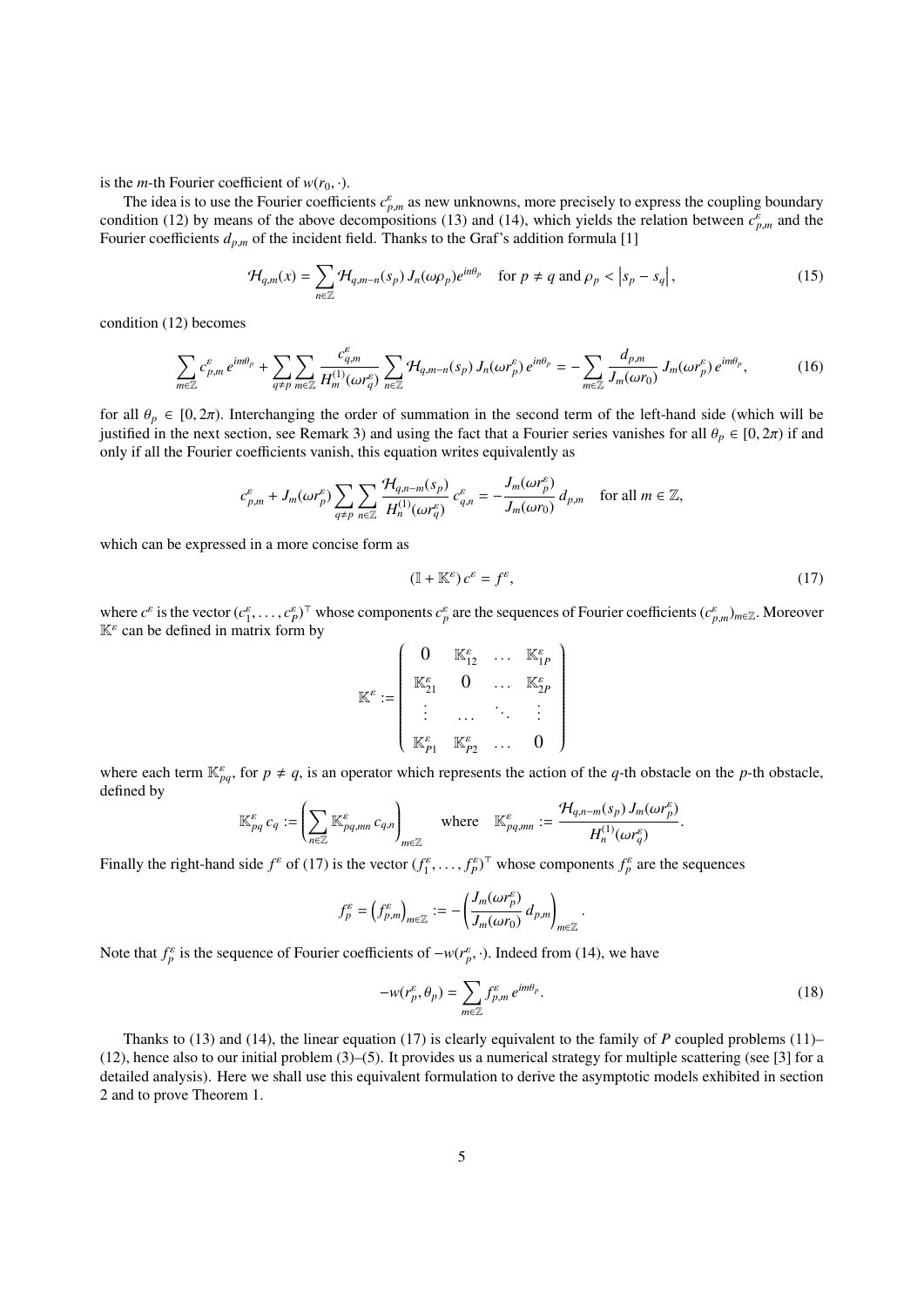is the $m$-th Fourier coefficient of $w(r_0, \cdot)$.

The idea is to use the Fourier coefficients $c^\varepsilon_{p,m}$ as new unknowns, more precisely to express the coupling boundary condition (12) by means of the above decompositions (13) and (14), which yields the relation between $c^\varepsilon_{p,m}$ and the Fourier coefficients $d_{p,m}$ of the incident field. Thanks to the Graf's addition formula [1]

$$\mathcal{H}_{q,m}(x) = \sum_{n\in\mathbb{Z}} \mathcal{H}_{q,m-n}(s_p)\, J_n(\omega\rho_p) e^{in\theta_p} \quad \text{for } p \neq q \text{ and } \rho_p < \left|s_p - s_q\right|, \tag{15}$$

condition (12) becomes

$$\sum_{m\in\mathbb{Z}} c^\varepsilon_{p,m}\, e^{im\theta_p} + \sum_{q\neq p}\sum_{m\in\mathbb{Z}} \frac{c^\varepsilon_{q,m}}{H^{(1)}_m(\omega r^\varepsilon_q)} \sum_{n\in\mathbb{Z}} \mathcal{H}_{q,m-n}(s_p)\, J_n(\omega r^\varepsilon_p)\, e^{in\theta_p} = -\sum_{m\in\mathbb{Z}} \frac{d_{p,m}}{J_m(\omega r_0)}\, J_m(\omega r^\varepsilon_p)\, e^{im\theta_p}, \tag{16}$$

for all $\theta_p \in [0, 2\pi)$. Interchanging the order of summation in the second term of the left-hand side (which will be justified in the next section, see Remark 3) and using the fact that a Fourier series vanishes for all $\theta_p \in [0, 2\pi)$ if and only if all the Fourier coefficients vanish, this equation writes equivalently as

$$c^\varepsilon_{p,m} + J_m(\omega r^\varepsilon_p) \sum_{q\neq p}\sum_{n\in\mathbb{Z}} \frac{\mathcal{H}_{q,n-m}(s_p)}{H^{(1)}_n(\omega r^\varepsilon_q)}\, c^\varepsilon_{q,n} = -\frac{J_m(\omega r^\varepsilon_p)}{J_m(\omega r_0)}\, d_{p,m} \quad \text{for all } m \in \mathbb{Z},$$

which can be expressed in a more concise form as

$$(\mathbb{I} + \mathbb{K}^\varepsilon)\, c^\varepsilon = f^\varepsilon, \tag{17}$$

where $c^\varepsilon$ is the vector $(c^\varepsilon_1, \ldots, c^\varepsilon_P)^\top$ whose components $c^\varepsilon_p$ are the sequences of Fourier coefficients $(c^\varepsilon_{p,m})_{m\in\mathbb{Z}}$. Moreover $\mathbb{K}^\varepsilon$ can be defined in matrix form by

$$\mathbb{K}^\varepsilon := \begin{pmatrix} 0 & \mathbb{K}^\varepsilon_{12} & \ldots & \mathbb{K}^\varepsilon_{1P} \\ \mathbb{K}^\varepsilon_{21} & 0 & \ldots & \mathbb{K}^\varepsilon_{2P} \\ \vdots & \ldots & \ddots & \vdots \\ \mathbb{K}^\varepsilon_{P1} & \mathbb{K}^\varepsilon_{P2} & \ldots & 0 \end{pmatrix}$$

where each term $\mathbb{K}^\varepsilon_{pq}$, for $p \neq q$, is an operator which represents the action of the $q$-th obstacle on the $p$-th obstacle, defined by

$$\mathbb{K}^\varepsilon_{pq}\, c_q := \left(\sum_{n\in\mathbb{Z}} \mathbb{K}^\varepsilon_{pq,mn}\, c_{q,n}\right)_{m\in\mathbb{Z}} \quad \text{where} \quad \mathbb{K}^\varepsilon_{pq,mn} := \frac{\mathcal{H}_{q,n-m}(s_p)\, J_m(\omega r^\varepsilon_p)}{H^{(1)}_n(\omega r^\varepsilon_q)}.$$

Finally the right-hand side $f^\varepsilon$ of (17) is the vector $(f^\varepsilon_1, \ldots, f^\varepsilon_P)^\top$ whose components $f^\varepsilon_p$ are the sequences

$$f^\varepsilon_p = \left(f^\varepsilon_{p,m}\right)_{m\in\mathbb{Z}} := -\left(\frac{J_m(\omega r^\varepsilon_p)}{J_m(\omega r_0)}\, d_{p,m}\right)_{m\in\mathbb{Z}}.$$

Note that $f^\varepsilon_p$ is the sequence of Fourier coefficients of $-w(r^\varepsilon_p, \cdot)$. Indeed from (14), we have

$$-w(r^\varepsilon_p, \theta_p) = \sum_{m\in\mathbb{Z}} f^\varepsilon_{p,m}\, e^{im\theta_p}. \tag{18}$$

Thanks to (13) and (14), the linear equation (17) is clearly equivalent to the family of $P$ coupled problems (11)–(12), hence also to our initial problem (3)–(5). It provides us a numerical strategy for multiple scattering (see [3] for a detailed analysis). Here we shall use this equivalent formulation to derive the asymptotic models exhibited in section 2 and to prove Theorem 1.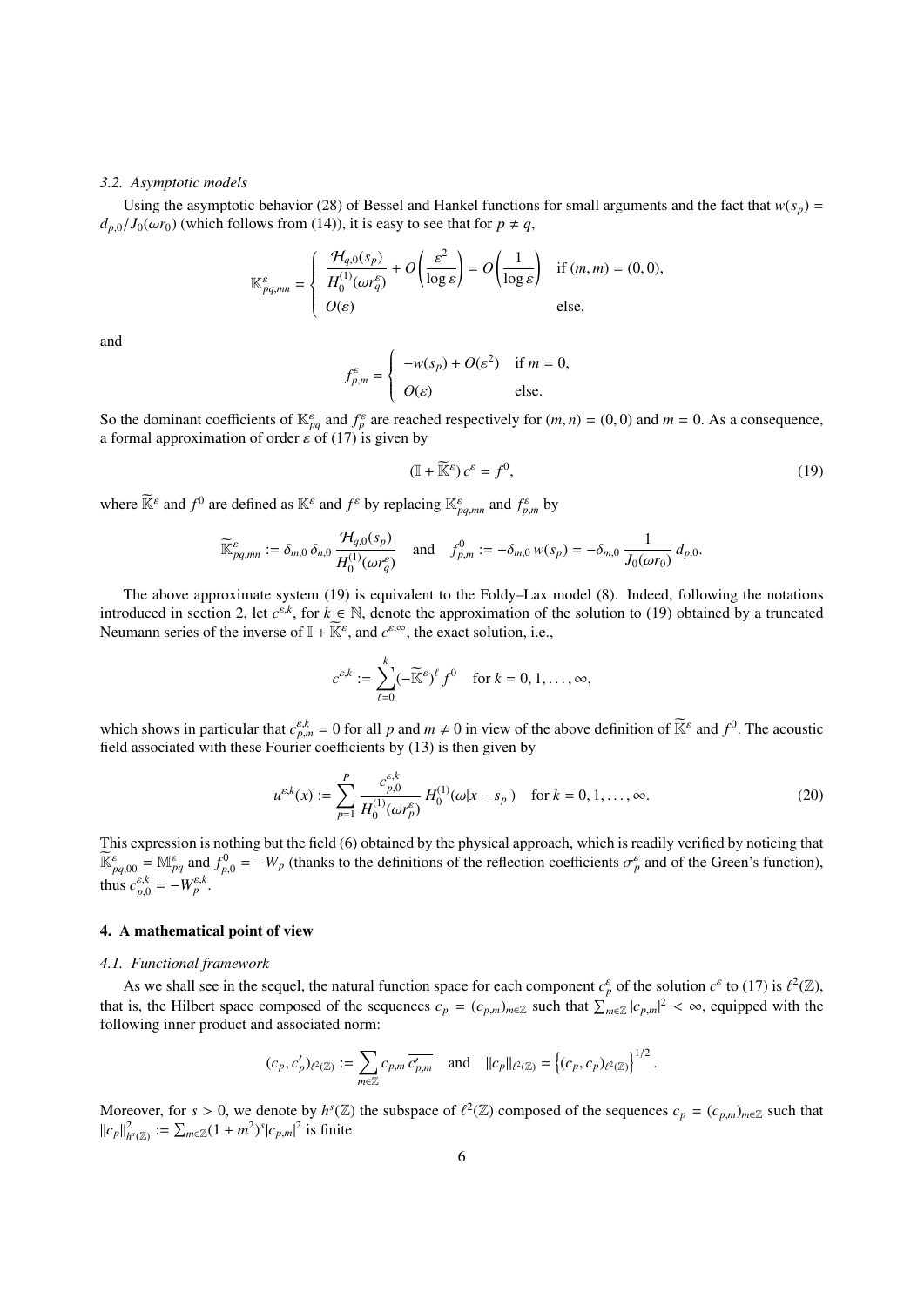### 3.2. Asymptotic models

Using the asymptotic behavior (28) of Bessel and Hankel functions for small arguments and the fact that $w(s_p) = d_{p,0}/J_0(\omega r_0)$ (which follows from (14)), it is easy to see that for $p \neq q$,

$$\mathbb{K}^{\varepsilon}_{pq,mn} = \begin{cases} \dfrac{\mathcal{H}_{q,0}(s_p)}{H_0^{(1)}(\omega r_q^{\varepsilon})} + O\left(\dfrac{\varepsilon^2}{\log \varepsilon}\right) = O\left(\dfrac{1}{\log \varepsilon}\right) & \text{if } (m,m) = (0,0), \\ O(\varepsilon) & \text{else,} \end{cases}$$

and

$$f^{\varepsilon}_{p,m} = \begin{cases} -w(s_p) + O(\varepsilon^2) & \text{if } m = 0, \\ O(\varepsilon) & \text{else.} \end{cases}$$

So the dominant coefficients of $\mathbb{K}^{\varepsilon}_{pq}$ and $f^{\varepsilon}_p$ are reached respectively for $(m,n) = (0,0)$ and $m = 0$. As a consequence, a formal approximation of order $\varepsilon$ of (17) is given by

$$(\mathbb{I} + \widetilde{\mathbb{K}}^{\varepsilon})\, c^{\varepsilon} = f^0, \tag{19}$$

where $\widetilde{\mathbb{K}}^{\varepsilon}$ and $f^0$ are defined as $\mathbb{K}^{\varepsilon}$ and $f^{\varepsilon}$ by replacing $\mathbb{K}^{\varepsilon}_{pq,mn}$ and $f^{\varepsilon}_{p,m}$ by

$$\widetilde{\mathbb{K}}^{\varepsilon}_{pq,mn} := \delta_{m,0}\,\delta_{n,0}\,\frac{\mathcal{H}_{q,0}(s_p)}{H_0^{(1)}(\omega r_q^{\varepsilon})} \quad \text{and} \quad f^0_{p,m} := -\delta_{m,0}\, w(s_p) = -\delta_{m,0}\,\frac{1}{J_0(\omega r_0)}\, d_{p,0}.$$

The above approximate system (19) is equivalent to the Foldy–Lax model (8). Indeed, following the notations introduced in section 2, let $c^{\varepsilon,k}$, for $k \in \mathbb{N}$, denote the approximation of the solution to (19) obtained by a truncated Neumann series of the inverse of $\mathbb{I} + \widetilde{\mathbb{K}}^{\varepsilon}$, and $c^{\varepsilon,\infty}$, the exact solution, i.e.,

$$c^{\varepsilon,k} := \sum_{\ell=0}^{k} (-\widetilde{\mathbb{K}}^{\varepsilon})^{\ell}\, f^0 \quad \text{for } k = 0, 1, \ldots, \infty,$$

which shows in particular that $c^{\varepsilon,k}_{p,m} = 0$ for all $p$ and $m \neq 0$ in view of the above definition of $\widetilde{\mathbb{K}}^{\varepsilon}$ and $f^0$. The acoustic field associated with these Fourier coefficients by (13) is then given by

$$u^{\varepsilon,k}(x) := \sum_{p=1}^{P} \frac{c^{\varepsilon,k}_{p,0}}{H_0^{(1)}(\omega r_p^{\varepsilon})}\, H_0^{(1)}(\omega |x - s_p|) \quad \text{for } k = 0, 1, \ldots, \infty. \tag{20}$$

This expression is nothing but the field (6) obtained by the physical approach, which is readily verified by noticing that $\widetilde{\mathbb{K}}^{\varepsilon}_{pq,00} = \mathbb{M}^{\varepsilon}_{pq}$ and $f^0_{p,0} = -W_p$ (thanks to the definitions of the reflection coefficients $\sigma^{\varepsilon}_p$ and of the Green's function), thus $c^{\varepsilon,k}_{p,0} = -W^{\varepsilon,k}_p$.

## 4. A mathematical point of view

### 4.1. Functional framework

As we shall see in the sequel, the natural function space for each component $c^{\varepsilon}_p$ of the solution $c^{\varepsilon}$ to (17) is $\ell^2(\mathbb{Z})$, that is, the Hilbert space composed of the sequences $c_p = (c_{p,m})_{m\in\mathbb{Z}}$ such that $\sum_{m\in\mathbb{Z}} |c_{p,m}|^2 < \infty$, equipped with the following inner product and associated norm:

$$(c_p, c'_p)_{\ell^2(\mathbb{Z})} := \sum_{m\in\mathbb{Z}} c_{p,m}\,\overline{c'_{p,m}} \quad \text{and} \quad \|c_p\|_{\ell^2(\mathbb{Z})} = \left\{(c_p, c_p)_{\ell^2(\mathbb{Z})}\right\}^{1/2}.$$

Moreover, for $s > 0$, we denote by $h^s(\mathbb{Z})$ the subspace of $\ell^2(\mathbb{Z})$ composed of the sequences $c_p = (c_{p,m})_{m\in\mathbb{Z}}$ such that $\|c_p\|^2_{h^s(\mathbb{Z})} := \sum_{m\in\mathbb{Z}} (1 + m^2)^s |c_{p,m}|^2$ is finite.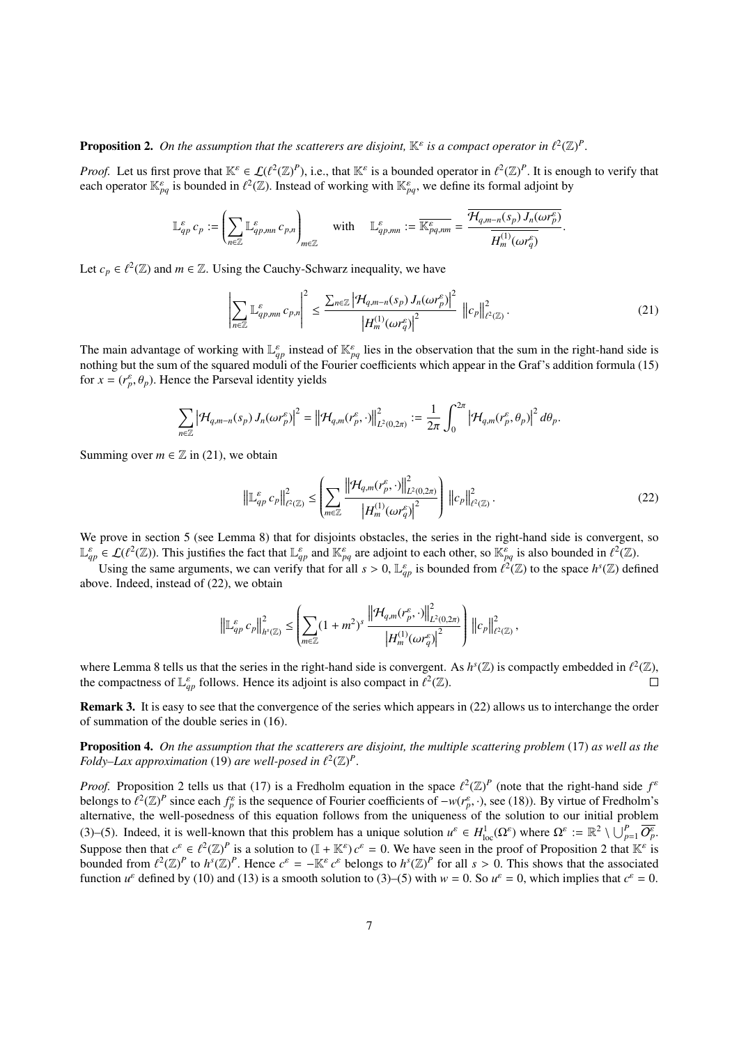**Proposition 2.** *On the assumption that the scatterers are disjoint, $\mathbb{K}^\varepsilon$ is a compact operator in $\ell^2(\mathbb{Z})^P$.*

*Proof.* Let us first prove that $\mathbb{K}^\varepsilon \in \mathcal{L}(\ell^2(\mathbb{Z})^P)$, i.e., that $\mathbb{K}^\varepsilon$ is a bounded operator in $\ell^2(\mathbb{Z})^P$. It is enough to verify that each operator $\mathbb{K}^\varepsilon_{pq}$ is bounded in $\ell^2(\mathbb{Z})$. Instead of working with $\mathbb{K}^\varepsilon_{pq}$, we define its formal adjoint by

$$\mathbb{L}^\varepsilon_{qp}\, c_p := \left( \sum_{n\in\mathbb{Z}} \mathbb{L}^\varepsilon_{qp,mn}\, c_{p,n} \right)_{m\in\mathbb{Z}} \quad \text{with} \quad \mathbb{L}^\varepsilon_{qp,mn} := \overline{\mathbb{K}^\varepsilon_{pq,nm}} = \frac{\overline{\mathcal{H}_{q,m-n}(s_p)\, J_n(\omega r^\varepsilon_p)}}{\overline{H^{(1)}_m(\omega r^\varepsilon_q)}}.$$

Let $c_p \in \ell^2(\mathbb{Z})$ and $m \in \mathbb{Z}$. Using the Cauchy-Schwarz inequality, we have

$$\left| \sum_{n\in\mathbb{Z}} \mathbb{L}^\varepsilon_{qp,mn}\, c_{p,n} \right|^2 \leq \frac{\sum_{n\in\mathbb{Z}} \left| \mathcal{H}_{q,m-n}(s_p)\, J_n(\omega r^\varepsilon_p) \right|^2}{\left| H^{(1)}_m(\omega r^\varepsilon_q) \right|^2} \left\| c_p \right\|^2_{\ell^2(\mathbb{Z})}. \tag{21}$$

The main advantage of working with $\mathbb{L}^\varepsilon_{qp}$ instead of $\mathbb{K}^\varepsilon_{pq}$ lies in the observation that the sum in the right-hand side is nothing but the sum of the squared moduli of the Fourier coefficients which appear in the Graf's addition formula (15) for $x = (r^\varepsilon_p, \theta_p)$. Hence the Parseval identity yields

$$\sum_{n\in\mathbb{Z}} \left| \mathcal{H}_{q,m-n}(s_p)\, J_n(\omega r^\varepsilon_p) \right|^2 = \left\| \mathcal{H}_{q,m}(r^\varepsilon_p, \cdot) \right\|^2_{L^2(0,2\pi)} := \frac{1}{2\pi} \int_0^{2\pi} \left| \mathcal{H}_{q,m}(r^\varepsilon_p, \theta_p) \right|^2 d\theta_p.$$

Summing over $m \in \mathbb{Z}$ in (21), we obtain

$$\left\| \mathbb{L}^\varepsilon_{qp}\, c_p \right\|^2_{\ell^2(\mathbb{Z})} \leq \left( \sum_{m\in\mathbb{Z}} \frac{\left\| \mathcal{H}_{q,m}(r^\varepsilon_p, \cdot) \right\|^2_{L^2(0,2\pi)}}{\left| H^{(1)}_m(\omega r^\varepsilon_q) \right|^2} \right) \left\| c_p \right\|^2_{\ell^2(\mathbb{Z})}. \tag{22}$$

We prove in section 5 (see Lemma 8) that for disjoints obstacles, the series in the right-hand side is convergent, so $\mathbb{L}^\varepsilon_{qp} \in \mathcal{L}(\ell^2(\mathbb{Z}))$. This justifies the fact that $\mathbb{L}^\varepsilon_{qp}$ and $\mathbb{K}^\varepsilon_{pq}$ are adjoint to each other, so $\mathbb{K}^\varepsilon_{pq}$ is also bounded in $\ell^2(\mathbb{Z})$.

Using the same arguments, we can verify that for all $s > 0$, $\mathbb{L}^\varepsilon_{qp}$ is bounded from $\ell^2(\mathbb{Z})$ to the space $h^s(\mathbb{Z})$ defined above. Indeed, instead of (22), we obtain

$$\left\| \mathbb{L}^\varepsilon_{qp}\, c_p \right\|^2_{h^s(\mathbb{Z})} \leq \left( \sum_{m\in\mathbb{Z}} (1+m^2)^s \frac{\left\| \mathcal{H}_{q,m}(r^\varepsilon_p, \cdot) \right\|^2_{L^2(0,2\pi)}}{\left| H^{(1)}_m(\omega r^\varepsilon_q) \right|^2} \right) \left\| c_p \right\|^2_{\ell^2(\mathbb{Z})},$$

where Lemma 8 tells us that the series in the right-hand side is convergent. As $h^s(\mathbb{Z})$ is compactly embedded in $\ell^2(\mathbb{Z})$, the compactness of $\mathbb{L}^\varepsilon_{qp}$ follows. Hence its adjoint is also compact in $\ell^2(\mathbb{Z})$. □

**Remark 3.** It is easy to see that the convergence of the series which appears in (22) allows us to interchange the order of summation of the double series in (16).

**Proposition 4.** *On the assumption that the scatterers are disjoint, the multiple scattering problem* (17) *as well as the Foldy–Lax approximation* (19) *are well-posed in $\ell^2(\mathbb{Z})^P$.*

*Proof.* Proposition 2 tells us that (17) is a Fredholm equation in the space $\ell^2(\mathbb{Z})^P$ (note that the right-hand side $f^\varepsilon$ belongs to $\ell^2(\mathbb{Z})^P$ since each $f^\varepsilon_p$ is the sequence of Fourier coefficients of $-w(r^\varepsilon_p, \cdot)$, see (18)). By virtue of Fredholm's alternative, the well-posedness of this equation follows from the uniqueness of the solution to our initial problem (3)–(5). Indeed, it is well-known that this problem has a unique solution $u^\varepsilon \in H^1_{\mathrm{loc}}(\Omega^\varepsilon)$ where $\Omega^\varepsilon := \mathbb{R}^2 \setminus \bigcup_{p=1}^P \overline{\mathcal{O}^\varepsilon_p}$. Suppose then that $c^\varepsilon \in \ell^2(\mathbb{Z})^P$ is a solution to $(\mathbb{I} + \mathbb{K}^\varepsilon)\, c^\varepsilon = 0$. We have seen in the proof of Proposition 2 that $\mathbb{K}^\varepsilon$ is bounded from $\ell^2(\mathbb{Z})^P$ to $h^s(\mathbb{Z})^P$. Hence $c^\varepsilon = -\mathbb{K}^\varepsilon c^\varepsilon$ belongs to $h^s(\mathbb{Z})^P$ for all $s > 0$. This shows that the associated function $u^\varepsilon$ defined by (10) and (13) is a smooth solution to (3)–(5) with $w = 0$. So $u^\varepsilon = 0$, which implies that $c^\varepsilon = 0$.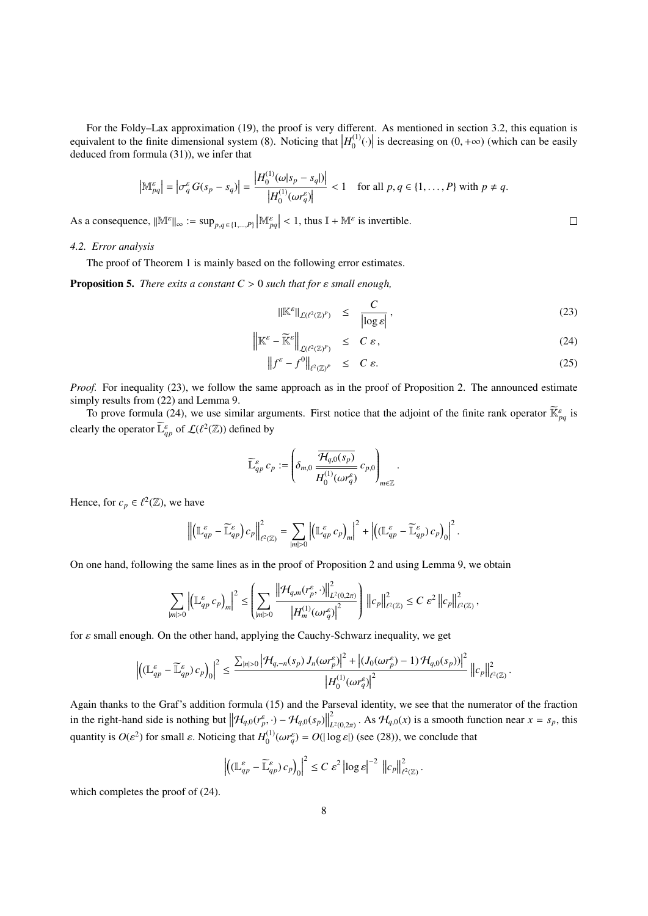For the Foldy–Lax approximation (19), the proof is very different. As mentioned in section 3.2, this equation is equivalent to the finite dimensional system (8). Noticing that $\left|H_0^{(1)}(\cdot)\right|$ is decreasing on $(0,+\infty)$ (which can be easily deduced from formula (31)), we infer that

$$\left|\mathbb{M}^{\varepsilon}_{pq}\right| = \left|\sigma^{\varepsilon}_{q}\, G(s_p - s_q)\right| = \frac{\left|H_0^{(1)}(\omega|s_p - s_q|)\right|}{\left|H_0^{(1)}(\omega r^{\varepsilon}_{q})\right|} < 1 \quad \text{for all } p,q \in \{1,\ldots,P\} \text{ with } p \neq q.$$

As a consequence, $\|\mathbb{M}^{\varepsilon}\|_{\infty} := \sup_{p,q\in\{1,\ldots,P\}} \left|\mathbb{M}^{\varepsilon}_{pq}\right| < 1$, thus $\mathbb{I} + \mathbb{M}^{\varepsilon}$ is invertible. $\square$

### 4.2. Error analysis

The proof of Theorem 1 is mainly based on the following error estimates.

**Proposition 5.** *There exits a constant $C > 0$ such that for $\varepsilon$ small enough,*

$$\|\mathbb{K}^{\varepsilon}\|_{\mathcal{L}(\ell^2(\mathbb{Z})^P)} \leq \frac{C}{\left|\log\varepsilon\right|}, \tag{23}$$

$$\left\|\mathbb{K}^{\varepsilon} - \widetilde{\mathbb{K}}^{\varepsilon}\right\|_{\mathcal{L}(\ell^2(\mathbb{Z})^P)} \leq C\,\varepsilon, \tag{24}$$

$$\left\|f^{\varepsilon} - f^{0}\right\|_{\ell^2(\mathbb{Z})^P} \leq C\,\varepsilon. \tag{25}$$

*Proof.* For inequality (23), we follow the same approach as in the proof of Proposition 2. The announced estimate simply results from (22) and Lemma 9.

To prove formula (24), we use similar arguments. First notice that the adjoint of the finite rank operator $\widetilde{\mathbb{K}}^{\varepsilon}_{pq}$ is clearly the operator $\widetilde{\mathbb{L}}^{\varepsilon}_{qp}$ of $\mathcal{L}(\ell^2(\mathbb{Z}))$ defined by

$$\widetilde{\mathbb{L}}^{\varepsilon}_{qp}\, c_p := \left(\delta_{m,0}\, \frac{\overline{\mathcal{H}_{q,0}(s_p)}}{H_0^{(1)}(\omega r^{\varepsilon}_{q})}\, c_{p,0}\right)_{m\in\mathbb{Z}}.$$

Hence, for $c_p \in \ell^2(\mathbb{Z})$, we have

$$\left\|\left(\mathbb{L}^{\varepsilon}_{qp} - \widetilde{\mathbb{L}}^{\varepsilon}_{qp}\right) c_p\right\|^2_{\ell^2(\mathbb{Z})} = \sum_{|m|>0} \left|\left(\mathbb{L}^{\varepsilon}_{qp}\, c_p\right)_m\right|^2 + \left|\left((\mathbb{L}^{\varepsilon}_{qp} - \widetilde{\mathbb{L}}^{\varepsilon}_{qp})\, c_p\right)_0\right|^2.$$

On one hand, following the same lines as in the proof of Proposition 2 and using Lemma 9, we obtain

$$\sum_{|m|>0} \left|\left(\mathbb{L}^{\varepsilon}_{qp}\, c_p\right)_m\right|^2 \leq \left(\sum_{|m|>0} \frac{\left\|\mathcal{H}_{q,m}(r^{\varepsilon}_{p},\cdot)\right\|^2_{L^2(0,2\pi)}}{\left|H_m^{(1)}(\omega r^{\varepsilon}_{q})\right|^2}\right) \|c_p\|^2_{\ell^2(\mathbb{Z})} \leq C\,\varepsilon^2\, \|c_p\|^2_{\ell^2(\mathbb{Z})},$$

for $\varepsilon$ small enough. On the other hand, applying the Cauchy-Schwarz inequality, we get

$$\left|\left((\mathbb{L}^{\varepsilon}_{qp} - \widetilde{\mathbb{L}}^{\varepsilon}_{qp})\, c_p\right)_0\right|^2 \leq \frac{\sum_{|n|>0}\left|\mathcal{H}_{q,-n}(s_p)\, J_n(\omega r^{\varepsilon}_{p})\right|^2 + \left|(J_0(\omega r^{\varepsilon}_{p}) - 1)\, \mathcal{H}_{q,0}(s_p)\right|^2}{\left|H_0^{(1)}(\omega r^{\varepsilon}_{q})\right|^2} \|c_p\|^2_{\ell^2(\mathbb{Z})}.$$

Again thanks to the Graf's addition formula (15) and the Parseval identity, we see that the numerator of the fraction in the right-hand side is nothing but $\left\|\mathcal{H}_{q,0}(r^{\varepsilon}_{p},\cdot) - \mathcal{H}_{q,0}(s_p)\right\|^2_{L^2(0,2\pi)}$. As $\mathcal{H}_{q,0}(x)$ is a smooth function near $x = s_p$, this quantity is $O(\varepsilon^2)$ for small $\varepsilon$. Noticing that $H_0^{(1)}(\omega r^{\varepsilon}_{q}) = O(|\log\varepsilon|)$ (see (28)), we conclude that

$$\left|\left((\mathbb{L}^{\varepsilon}_{qp} - \widetilde{\mathbb{L}}^{\varepsilon}_{qp})\, c_p\right)_0\right|^2 \leq C\,\varepsilon^2 \left|\log\varepsilon\right|^{-2}\, \|c_p\|^2_{\ell^2(\mathbb{Z})}.$$

which completes the proof of (24).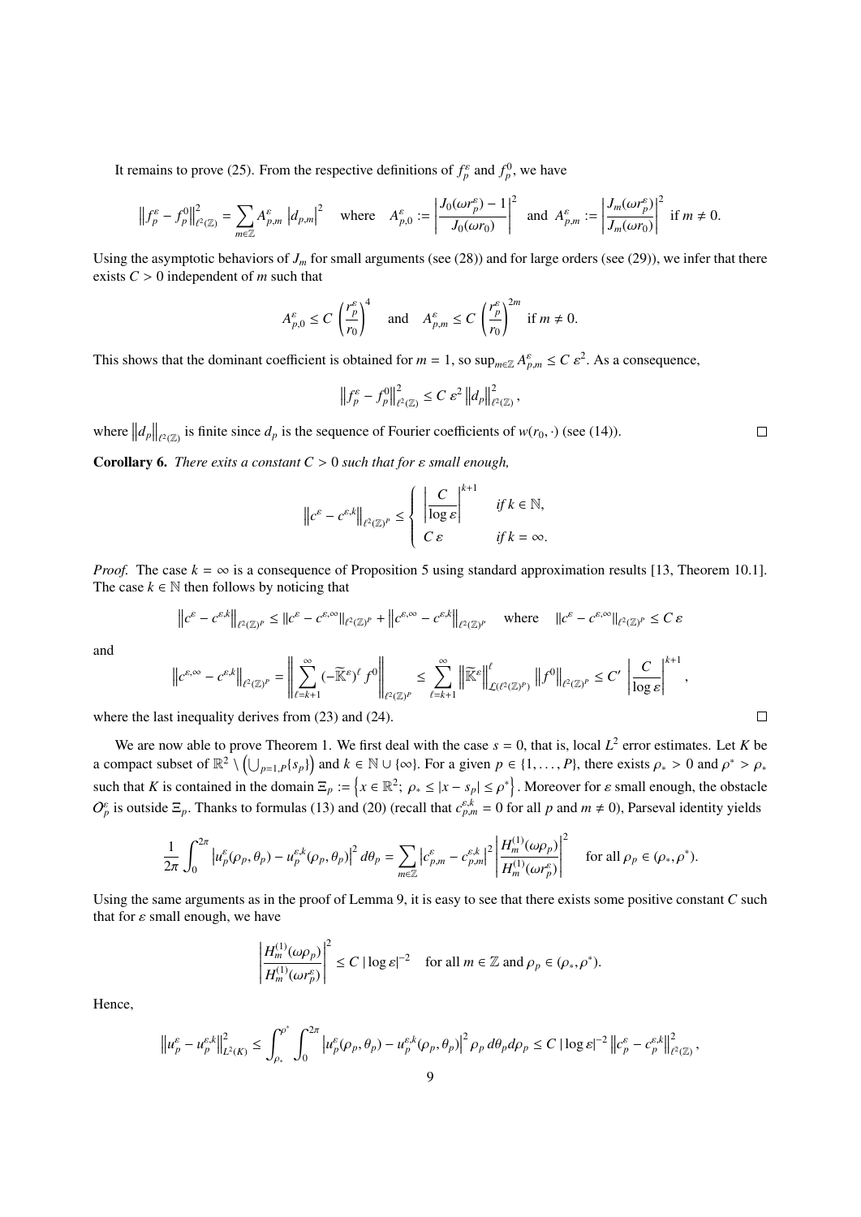It remains to prove (25). From the respective definitions of $f_p^\varepsilon$ and $f_p^0$, we have

$$\left\|f_p^\varepsilon - f_p^0\right\|_{\ell^2(\mathbb{Z})}^2 = \sum_{m\in\mathbb{Z}} A_{p,m}^\varepsilon \left|d_{p,m}\right|^2 \quad \text{where} \quad A_{p,0}^\varepsilon := \left|\frac{J_0(\omega r_p^\varepsilon) - 1}{J_0(\omega r_0)}\right|^2 \quad \text{and} \quad A_{p,m}^\varepsilon := \left|\frac{J_m(\omega r_p^\varepsilon)}{J_m(\omega r_0)}\right|^2 \ \text{ if } m \neq 0.$$

Using the asymptotic behaviors of $J_m$ for small arguments (see (28)) and for large orders (see (29)), we infer that there exists $C > 0$ independent of $m$ such that

$$A_{p,0}^\varepsilon \leq C\left(\frac{r_p^\varepsilon}{r_0}\right)^4 \quad \text{and} \quad A_{p,m}^\varepsilon \leq C\left(\frac{r_p^\varepsilon}{r_0}\right)^{2m} \ \text{ if } m \neq 0.$$

This shows that the dominant coefficient is obtained for $m = 1$, so $\sup_{m\in\mathbb{Z}} A_{p,m}^\varepsilon \leq C\,\varepsilon^2$. As a consequence,

$$\left\|f_p^\varepsilon - f_p^0\right\|_{\ell^2(\mathbb{Z})}^2 \leq C\,\varepsilon^2 \left\|d_p\right\|_{\ell^2(\mathbb{Z})}^2,$$

where $\left\|d_p\right\|_{\ell^2(\mathbb{Z})}$ is finite since $d_p$ is the sequence of Fourier coefficients of $w(r_0,\cdot)$ (see (14)). $\square$

**Corollary 6.** *There exits a constant $C > 0$ such that for $\varepsilon$ small enough,*

$$\left\|c^\varepsilon - c^{\varepsilon,k}\right\|_{\ell^2(\mathbb{Z})^P} \leq \begin{cases} \left|\dfrac{C}{\log\varepsilon}\right|^{k+1} & \text{if } k \in \mathbb{N}, \\ C\,\varepsilon & \text{if } k = \infty. \end{cases}$$

*Proof.* The case $k = \infty$ is a consequence of Proposition 5 using standard approximation results [13, Theorem 10.1]. The case $k \in \mathbb{N}$ then follows by noticing that

$$\left\|c^\varepsilon - c^{\varepsilon,k}\right\|_{\ell^2(\mathbb{Z})^P} \leq \|c^\varepsilon - c^{\varepsilon,\infty}\|_{\ell^2(\mathbb{Z})^P} + \left\|c^{\varepsilon,\infty} - c^{\varepsilon,k}\right\|_{\ell^2(\mathbb{Z})^P} \quad \text{where} \quad \|c^\varepsilon - c^{\varepsilon,\infty}\|_{\ell^2(\mathbb{Z})^P} \leq C\,\varepsilon$$

and

$$\left\|c^{\varepsilon,\infty} - c^{\varepsilon,k}\right\|_{\ell^2(\mathbb{Z})^P} = \left\|\sum_{\ell=k+1}^{\infty}(-\widetilde{\mathbb{K}}^\varepsilon)^\ell f^0\right\|_{\ell^2(\mathbb{Z})^P} \leq \sum_{\ell=k+1}^{\infty}\left\|\widetilde{\mathbb{K}}^\varepsilon\right\|_{\mathcal{L}(\ell^2(\mathbb{Z})^P)}^\ell \left\|f^0\right\|_{\ell^2(\mathbb{Z})^P} \leq C' \left|\frac{C}{\log\varepsilon}\right|^{k+1},$$

where the last inequality derives from (23) and (24). $\square$

We are now able to prove Theorem 1. We first deal with the case $s = 0$, that is, local $L^2$ error estimates. Let $K$ be a compact subset of $\mathbb{R}^2 \setminus \left(\bigcup_{p=1,P}\{s_p\}\right)$ and $k \in \mathbb{N} \cup \{\infty\}$. For a given $p \in \{1,\ldots,P\}$, there exists $\rho_* > 0$ and $\rho^* > \rho_*$ such that $K$ is contained in the domain $\Xi_p := \left\{x \in \mathbb{R}^2;\ \rho_* \leq |x - s_p| \leq \rho^*\right\}$. Moreover for $\varepsilon$ small enough, the obstacle $O_p^\varepsilon$ is outside $\Xi_p$. Thanks to formulas (13) and (20) (recall that $c_{p,m}^{\varepsilon,k} = 0$ for all $p$ and $m \neq 0$), Parseval identity yields

$$\frac{1}{2\pi}\int_0^{2\pi}\left|u_p^\varepsilon(\rho_p,\theta_p) - u_p^{\varepsilon,k}(\rho_p,\theta_p)\right|^2 d\theta_p = \sum_{m\in\mathbb{Z}}\left|c_{p,m}^\varepsilon - c_{p,m}^{\varepsilon,k}\right|^2 \left|\frac{H_m^{(1)}(\omega\rho_p)}{H_m^{(1)}(\omega r_p^\varepsilon)}\right|^2 \quad \text{for all } \rho_p \in (\rho_*, \rho^*).$$

Using the same arguments as in the proof of Lemma 9, it is easy to see that there exists some positive constant $C$ such that for $\varepsilon$ small enough, we have

$$\left|\frac{H_m^{(1)}(\omega\rho_p)}{H_m^{(1)}(\omega r_p^\varepsilon)}\right|^2 \leq C\,|\log\varepsilon|^{-2} \quad \text{for all } m \in \mathbb{Z} \text{ and } \rho_p \in (\rho_*, \rho^*).$$

Hence,

$$\left\|u_p^\varepsilon - u_p^{\varepsilon,k}\right\|_{L^2(K)}^2 \leq \int_{\rho_*}^{\rho^*}\int_0^{2\pi}\left|u_p^\varepsilon(\rho_p,\theta_p) - u_p^{\varepsilon,k}(\rho_p,\theta_p)\right|^2 \rho_p\, d\theta_p d\rho_p \leq C\,|\log\varepsilon|^{-2}\left\|c_p^\varepsilon - c_p^{\varepsilon,k}\right\|_{\ell^2(\mathbb{Z})}^2,$$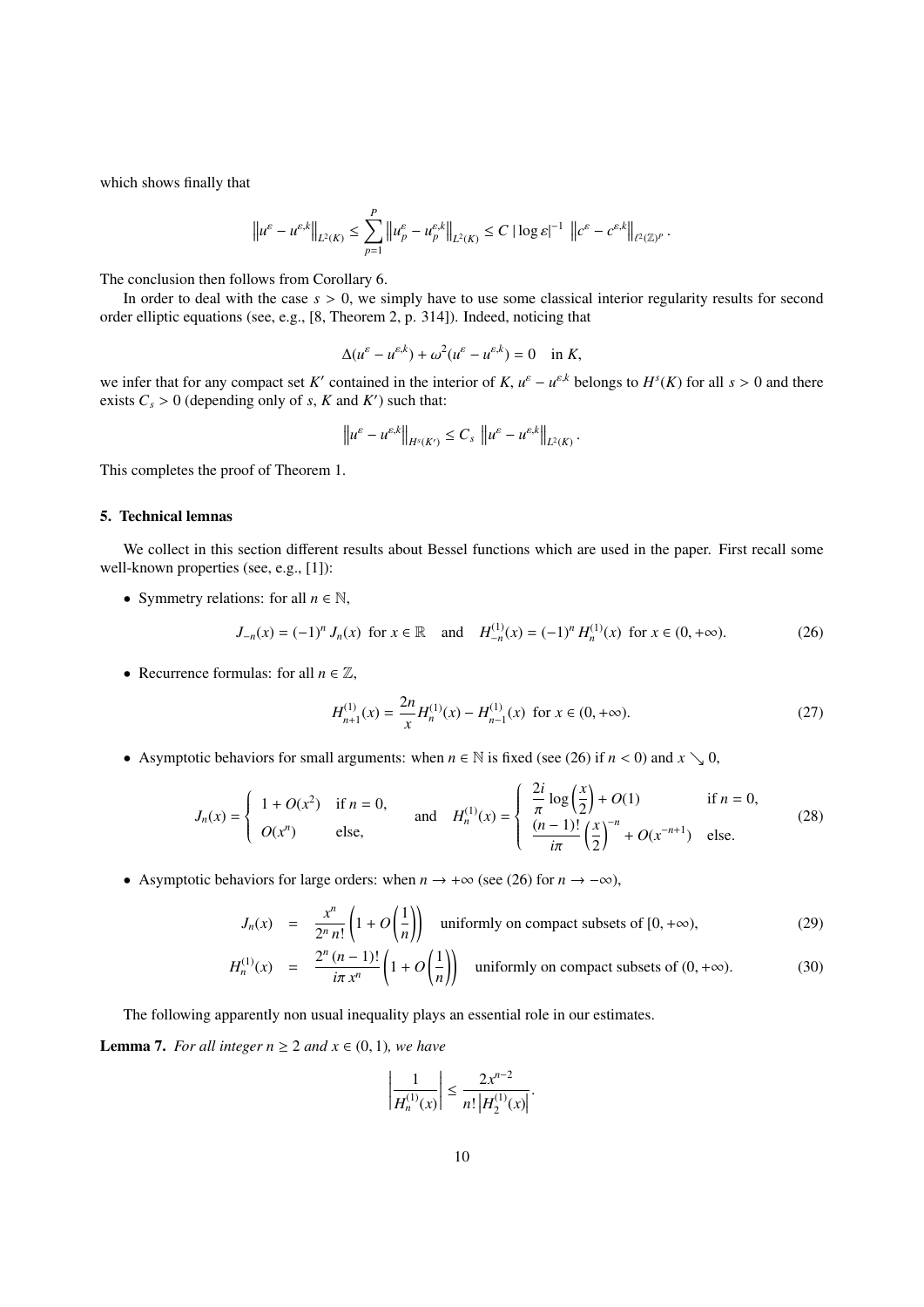which shows finally that

$$\left\| u^\varepsilon - u^{\varepsilon,k} \right\|_{L^2(K)} \leq \sum_{p=1}^{P} \left\| u^\varepsilon_p - u^{\varepsilon,k}_p \right\|_{L^2(K)} \leq C \, |\log \varepsilon|^{-1} \, \left\| c^\varepsilon - c^{\varepsilon,k} \right\|_{\ell^2(\mathbb{Z})^P}.$$

The conclusion then follows from Corollary 6.

In order to deal with the case $s > 0$, we simply have to use some classical interior regularity results for second order elliptic equations (see, e.g., [8, Theorem 2, p. 314]). Indeed, noticing that

$$\Delta(u^\varepsilon - u^{\varepsilon,k}) + \omega^2 (u^\varepsilon - u^{\varepsilon,k}) = 0 \quad \text{in } K,$$

we infer that for any compact set $K'$ contained in the interior of $K$, $u^\varepsilon - u^{\varepsilon,k}$ belongs to $H^s(K)$ for all $s > 0$ and there exists $C_s > 0$ (depending only of $s$, $K$ and $K'$) such that:

$$\left\| u^\varepsilon - u^{\varepsilon,k} \right\|_{H^s(K')} \leq C_s \, \left\| u^\varepsilon - u^{\varepsilon,k} \right\|_{L^2(K)}.$$

This completes the proof of Theorem 1.

## 5. Technical lemnas

We collect in this section different results about Bessel functions which are used in the paper. First recall some well-known properties (see, e.g., [1]):

- Symmetry relations: for all $n \in \mathbb{N}$,

$$J_{-n}(x) = (-1)^n \, J_n(x) \ \text{ for } x \in \mathbb{R} \quad \text{and} \quad H^{(1)}_{-n}(x) = (-1)^n \, H^{(1)}_n(x) \ \text{ for } x \in (0, +\infty). \tag{26}$$

- Recurrence formulas: for all $n \in \mathbb{Z}$,

$$H^{(1)}_{n+1}(x) = \frac{2n}{x} H^{(1)}_n(x) - H^{(1)}_{n-1}(x) \ \text{ for } x \in (0, +\infty). \tag{27}$$

- Asymptotic behaviors for small arguments: when $n \in \mathbb{N}$ is fixed (see (26) if $n < 0$) and $x \searrow 0$,

$$J_n(x) = \begin{cases} 1 + O(x^2) & \text{if } n = 0, \\ O(x^n) & \text{else,} \end{cases} \quad \text{and} \quad H^{(1)}_n(x) = \begin{cases} \dfrac{2i}{\pi} \log\left(\dfrac{x}{2}\right) + O(1) & \text{if } n = 0, \\ \dfrac{(n-1)!}{i\pi} \left(\dfrac{x}{2}\right)^{-n} + O(x^{-n+1}) & \text{else.} \end{cases} \tag{28}$$

- Asymptotic behaviors for large orders: when $n \to +\infty$ (see (26) for $n \to -\infty$),

$$J_n(x) = \frac{x^n}{2^n \, n!} \left( 1 + O\left(\frac{1}{n}\right) \right) \quad \text{uniformly on compact subsets of } [0, +\infty), \tag{29}$$

$$H^{(1)}_n(x) = \frac{2^n \, (n-1)!}{i\pi \, x^n} \left( 1 + O\left(\frac{1}{n}\right) \right) \quad \text{uniformly on compact subsets of } (0, +\infty). \tag{30}$$

The following apparently non usual inequality plays an essential role in our estimates.

**Lemma 7.** *For all integer $n \geq 2$ and $x \in (0, 1)$, we have*

$$\left| \frac{1}{H^{(1)}_n(x)} \right| \leq \frac{2x^{n-2}}{n! \left| H^{(1)}_2(x) \right|}.$$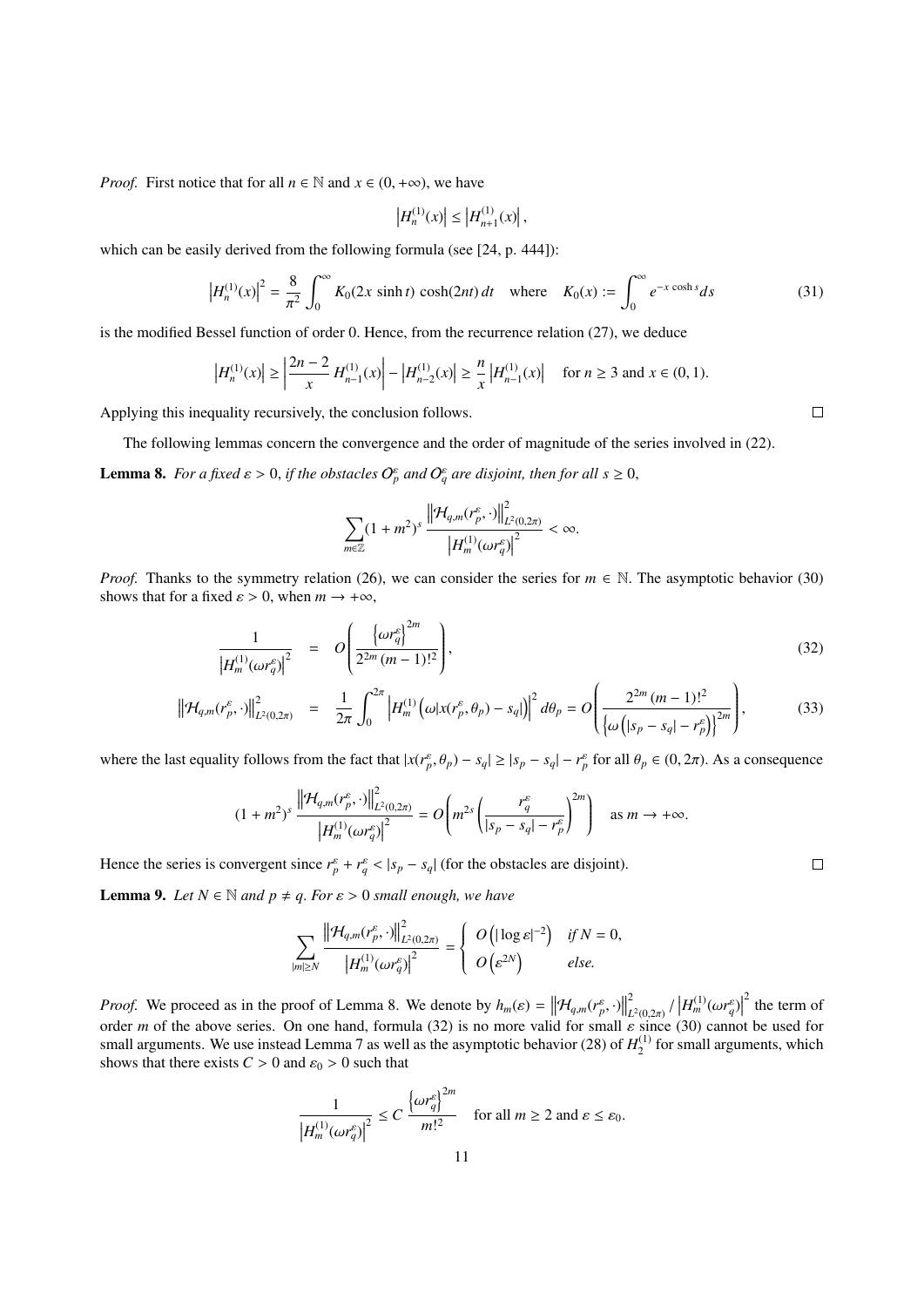*Proof.* First notice that for all $n \in \mathbb{N}$ and $x \in (0, +\infty)$, we have

$$\left| H_n^{(1)}(x) \right| \leq \left| H_{n+1}^{(1)}(x) \right|,$$

which can be easily derived from the following formula (see [24, p. 444]):

$$\left| H_n^{(1)}(x) \right|^2 = \frac{8}{\pi^2} \int_0^\infty K_0(2x \sinh t) \cosh(2nt) \, dt \quad \text{where} \quad K_0(x) := \int_0^\infty e^{-x \cosh s} ds \tag{31}$$

is the modified Bessel function of order 0. Hence, from the recurrence relation (27), we deduce

$$\left| H_n^{(1)}(x) \right| \geq \left| \frac{2n-2}{x} H_{n-1}^{(1)}(x) \right| - \left| H_{n-2}^{(1)}(x) \right| \geq \frac{n}{x} \left| H_{n-1}^{(1)}(x) \right| \quad \text{for } n \geq 3 \text{ and } x \in (0,1).$$

Applying this inequality recursively, the conclusion follows. □

The following lemmas concern the convergence and the order of magnitude of the series involved in (22).

**Lemma 8.** *For a fixed $\varepsilon > 0$, if the obstacles $\mathcal{O}_p^\varepsilon$ and $\mathcal{O}_q^\varepsilon$ are disjoint, then for all $s \geq 0$,*

$$\sum_{m \in \mathbb{Z}} (1 + m^2)^s \frac{\left\| \mathcal{H}_{q,m}(r_p^\varepsilon, \cdot) \right\|_{L^2(0,2\pi)}^2}{\left| H_m^{(1)}(\omega r_q^\varepsilon) \right|^2} < \infty.$$

*Proof.* Thanks to the symmetry relation (26), we can consider the series for $m \in \mathbb{N}$. The asymptotic behavior (30) shows that for a fixed $\varepsilon > 0$, when $m \to +\infty$,

$$\frac{1}{\left| H_m^{(1)}(\omega r_q^\varepsilon) \right|^2} = O\left( \frac{\left\{ \omega r_q^\varepsilon \right\}^{2m}}{2^{2m} (m-1)!^2} \right), \tag{32}$$

$$\left\| \mathcal{H}_{q,m}(r_p^\varepsilon, \cdot) \right\|_{L^2(0,2\pi)}^2 = \frac{1}{2\pi} \int_0^{2\pi} \left| H_m^{(1)}\left( \omega |x(r_p^\varepsilon, \theta_p) - s_q| \right) \right|^2 d\theta_p = O\left( \frac{2^{2m} (m-1)!^2}{\left\{ \omega \left( |s_p - s_q| - r_p^\varepsilon \right) \right\}^{2m}} \right), \tag{33}$$

where the last equality follows from the fact that $|x(r_p^\varepsilon, \theta_p) - s_q| \geq |s_p - s_q| - r_p^\varepsilon$ for all $\theta_p \in (0, 2\pi)$. As a consequence

$$(1 + m^2)^s \frac{\left\| \mathcal{H}_{q,m}(r_p^\varepsilon, \cdot) \right\|_{L^2(0,2\pi)}^2}{\left| H_m^{(1)}(\omega r_q^\varepsilon) \right|^2} = O\left( m^{2s} \left( \frac{r_q^\varepsilon}{|s_p - s_q| - r_p^\varepsilon} \right)^{2m} \right) \quad \text{as } m \to +\infty.$$

Hence the series is convergent since $r_p^\varepsilon + r_q^\varepsilon < |s_p - s_q|$ (for the obstacles are disjoint). □

**Lemma 9.** *Let $N \in \mathbb{N}$ and $p \neq q$. For $\varepsilon > 0$ small enough, we have*

$$\sum_{|m| \geq N} \frac{\left\| \mathcal{H}_{q,m}(r_p^\varepsilon, \cdot) \right\|_{L^2(0,2\pi)}^2}{\left| H_m^{(1)}(\omega r_q^\varepsilon) \right|^2} = \begin{cases} O\left( |\log \varepsilon|^{-2} \right) & \text{if } N = 0, \\ O\left( \varepsilon^{2N} \right) & \text{else.} \end{cases}$$

*Proof.* We proceed as in the proof of Lemma 8. We denote by $h_m(\varepsilon) = \left\| \mathcal{H}_{q,m}(r_p^\varepsilon, \cdot) \right\|_{L^2(0,2\pi)}^2 / \left| H_m^{(1)}(\omega r_q^\varepsilon) \right|^2$ the term of order $m$ of the above series. On one hand, formula (32) is no more valid for small $\varepsilon$ since (30) cannot be used for small arguments. We use instead Lemma 7 as well as the asymptotic behavior (28) of $H_2^{(1)}$ for small arguments, which shows that there exists $C > 0$ and $\varepsilon_0 > 0$ such that

$$\frac{1}{\left| H_m^{(1)}(\omega r_q^\varepsilon) \right|^2} \leq C \frac{\left\{ \omega r_q^\varepsilon \right\}^{2m}}{m!^2} \quad \text{for all } m \geq 2 \text{ and } \varepsilon \leq \varepsilon_0.$$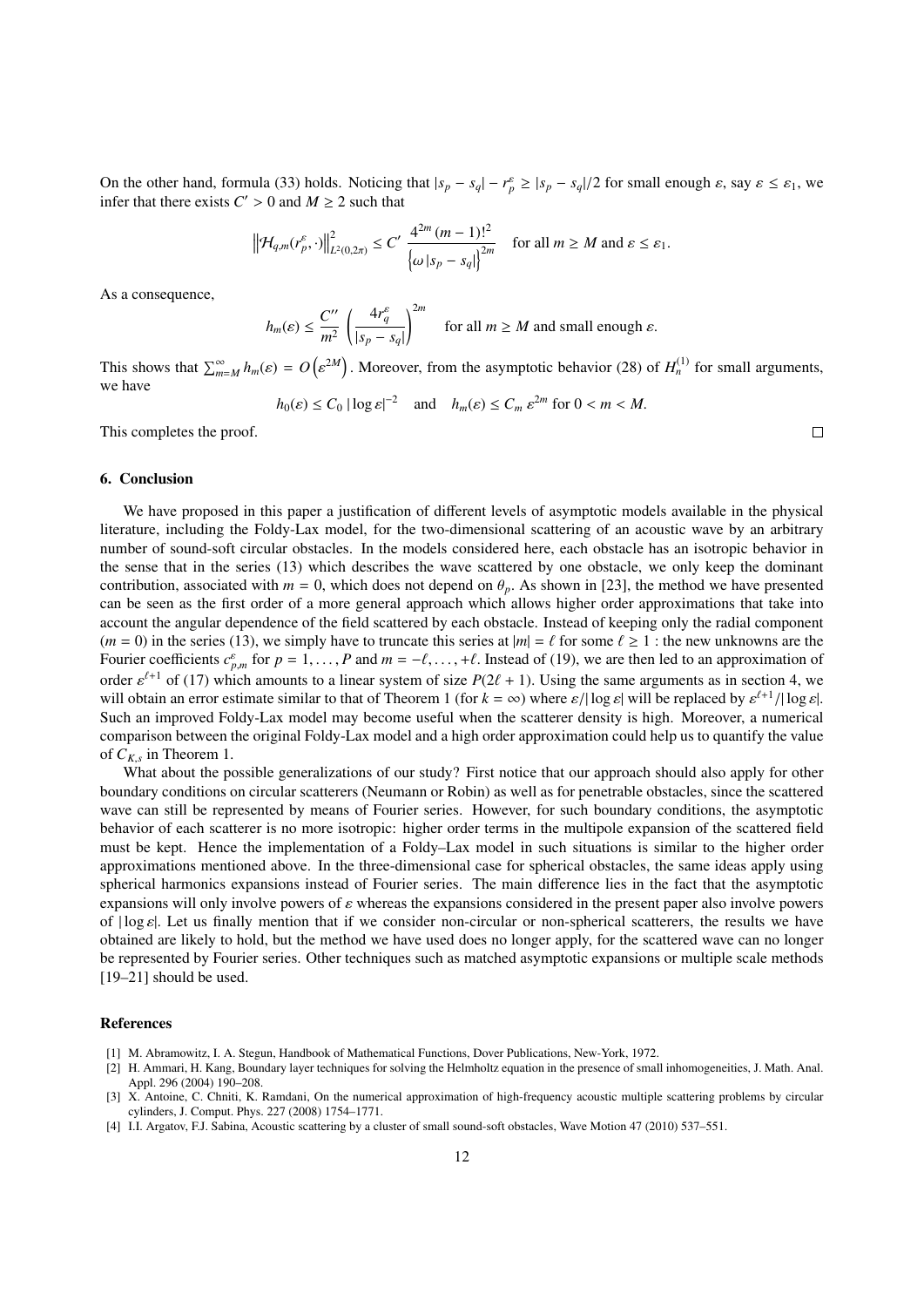On the other hand, formula (33) holds. Noticing that $|s_p - s_q| - r_p^\varepsilon \geq |s_p - s_q|/2$ for small enough $\varepsilon$, say $\varepsilon \leq \varepsilon_1$, we infer that there exists $C' > 0$ and $M \geq 2$ such that

$$\left\|\mathcal{H}_{q,m}(r_p^\varepsilon, \cdot)\right\|^2_{L^2(0,2\pi)} \leq C' \, \frac{4^{2m}\,(m-1)!^2}{\left\{\omega\,|s_p - s_q|\right\}^{2m}} \quad \text{for all } m \geq M \text{ and } \varepsilon \leq \varepsilon_1.$$

As a consequence,

$$h_m(\varepsilon) \leq \frac{C''}{m^2}\left(\frac{4 r_q^\varepsilon}{|s_p - s_q|}\right)^{2m} \quad \text{for all } m \geq M \text{ and small enough } \varepsilon.$$

This shows that $\sum_{m=M}^\infty h_m(\varepsilon) = O\left(\varepsilon^{2M}\right)$. Moreover, from the asymptotic behavior (28) of $H_n^{(1)}$ for small arguments, we have

$$h_0(\varepsilon) \leq C_0\,|\log\varepsilon|^{-2} \quad \text{and} \quad h_m(\varepsilon) \leq C_m\,\varepsilon^{2m} \text{ for } 0 < m < M.$$

This completes the proof. □

## 6. Conclusion

We have proposed in this paper a justification of different levels of asymptotic models available in the physical literature, including the Foldy-Lax model, for the two-dimensional scattering of an acoustic wave by an arbitrary number of sound-soft circular obstacles. In the models considered here, each obstacle has an isotropic behavior in the sense that in the series (13) which describes the wave scattered by one obstacle, we only keep the dominant contribution, associated with $m = 0$, which does not depend on $\theta_p$. As shown in [23], the method we have presented can be seen as the first order of a more general approach which allows higher order approximations that take into account the angular dependence of the field scattered by each obstacle. Instead of keeping only the radial component ($m = 0$) in the series (13), we simply have to truncate this series at $|m| = \ell$ for some $\ell \geq 1$ : the new unknowns are the Fourier coefficients $c_{p,m}^\varepsilon$ for $p = 1, \ldots, P$ and $m = -\ell, \ldots, +\ell$. Instead of (19), we are then led to an approximation of order $\varepsilon^{\ell+1}$ of (17) which amounts to a linear system of size $P(2\ell + 1)$. Using the same arguments as in section 4, we will obtain an error estimate similar to that of Theorem 1 (for $k = \infty$) where $\varepsilon/|\log\varepsilon|$ will be replaced by $\varepsilon^{\ell+1}/|\log\varepsilon|$. Such an improved Foldy-Lax model may become useful when the scatterer density is high. Moreover, a numerical comparison between the original Foldy-Lax model and a high order approximation could help us to quantify the value of $C_{K,s}$ in Theorem 1.

What about the possible generalizations of our study? First notice that our approach should also apply for other boundary conditions on circular scatterers (Neumann or Robin) as well as for penetrable obstacles, since the scattered wave can still be represented by means of Fourier series. However, for such boundary conditions, the asymptotic behavior of each scatterer is no more isotropic: higher order terms in the multipole expansion of the scattered field must be kept. Hence the implementation of a Foldy–Lax model in such situations is similar to the higher order approximations mentioned above. In the three-dimensional case for spherical obstacles, the same ideas apply using spherical harmonics expansions instead of Fourier series. The main difference lies in the fact that the asymptotic expansions will only involve powers of $\varepsilon$ whereas the expansions considered in the present paper also involve powers of $|\log\varepsilon|$. Let us finally mention that if we consider non-circular or non-spherical scatterers, the results we have obtained are likely to hold, but the method we have used does no longer apply, for the scattered wave can no longer be represented by Fourier series. Other techniques such as matched asymptotic expansions or multiple scale methods [19–21] should be used.

## References

[1] M. Abramowitz, I. A. Stegun, Handbook of Mathematical Functions, Dover Publications, New-York, 1972.

[2] H. Ammari, H. Kang, Boundary layer techniques for solving the Helmholtz equation in the presence of small inhomogeneities, J. Math. Anal. Appl. 296 (2004) 190–208.

[3] X. Antoine, C. Chniti, K. Ramdani, On the numerical approximation of high-frequency acoustic multiple scattering problems by circular cylinders, J. Comput. Phys. 227 (2008) 1754–1771.

[4] I.I. Argatov, F.J. Sabina, Acoustic scattering by a cluster of small sound-soft obstacles, Wave Motion 47 (2010) 537–551.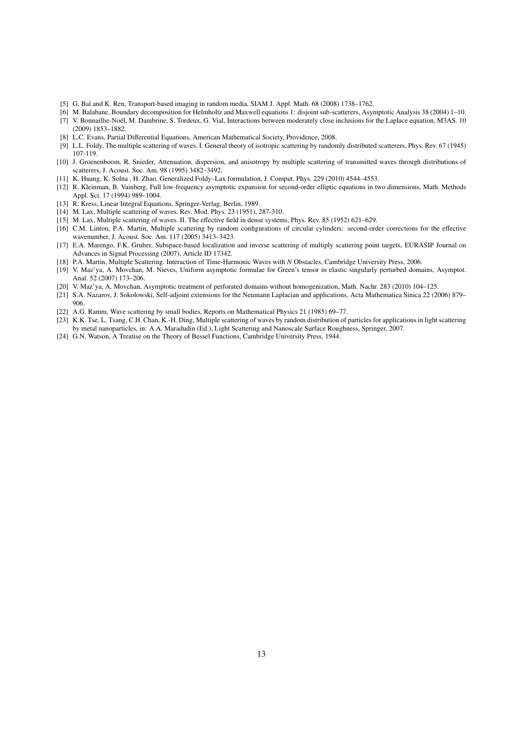[5] G. Bal and K. Ren, Transport-based imaging in random media, SIAM J. Appl. Math. 68 (2008) 1738–1762.

[6] M. Balabane, Boundary decomposition for Helmholtz and Maxwell equations 1: disjoint sub-scatterers, Asymptotic Analysis 38 (2004) 1–10.

[7] V. Bonnaillie-Noël, M. Dambrine, S. Tordeux, G. Vial, Interactions between moderately close inclusions for the Laplace equation, M3AS. 10 (2009) 1853–1882.

[8] L.C. Evans, Partial Differential Equations, American Mathematical Society, Providence, 2008.

[9] L.L. Foldy, The multiple scattering of waves. I. General theory of isotropic scattering by randomly distributed scatterers, Phys. Rev. 67 (1945) 107-119.

[10] J. Groenenboom, R. Snieder, Attenuation, dispersion, and anisotropy by multiple scattering of transmitted waves through distributions of scatterers, J. Acoust. Soc. Am. 98 (1995) 3482–3492.

[11] K. Huang, K. Solna , H. Zhao, Generalized Foldy–Lax formulation, J. Comput. Phys. 229 (2010) 4544–4553.

[12] R. Kleinman, B. Vainberg, Full low-frequency asymptotic expansion for second-order elliptic equations in two dimensions, Math. Methods Appl. Sci. 17 (1994) 989–1004.

[13] R. Kress, Linear Integral Equations, Springer-Verlag, Berlin, 1989.

[14] M. Lax, Multiple scattering of waves, Rev. Mod. Phys. 23 (1951), 287-310.

[15] M. Lax, Multiple scattering of waves. II. The effective field in dense systems, Phys. Rev. 85 (1952) 621–629.

[16] C.M. Linton, P.A. Martin, Multiple scattering by random configurations of circular cylinders: second-order corrections for the effective wavenumber, J. Acoust. Soc. Am. 117 (2005) 3413–3423.

[17] E.A. Marengo, F.K. Gruber, Subspace-based localization and inverse scattering of multiply scattering point targets, EURASIP Journal on Advances in Signal Processing (2007), Article ID 17342.

[18] P.A. Martin, Multiple Scattering. Interaction of Time-Harmonic Waves with *N* Obstacles, Cambridge University Press, 2006.

[19] V. Maz'ya, A. Movchan, M. Nieves, Uniform asymptotic formulae for Green's tensor in elastic singularly perturbed domains, Asymptot. Anal. 52 (2007) 173–206.

[20] V. Maz'ya, A. Movchan, Asymptotic treatment of perforated domains without homogenization, Math. Nachr. 283 (2010) 104–125.

[21] S.A. Nazarov, J. Sokolowski, Self-adjoint extensions for the Neumann Laplacian and applications, Acta Mathematica Sinica 22 (2006) 879–906.

[22] A.G. Ramm, Wave scattering by small bodies, Reports on Mathematical Physics 21 (1985) 69–77.

[23] K.K. Tse, L. Tsang, C.H. Chan, K.-H. Ding, Multiple scattering of waves by random distribution of particles for applications in light scattering by metal nanoparticles, in: A.A. Maradudin (Ed.), Light Scattering and Nanoscale Surface Roughness, Springer, 2007.

[24] G.N. Watson, A Treatise on the Theory of Bessel Functions, Cambridge University Press, 1944.